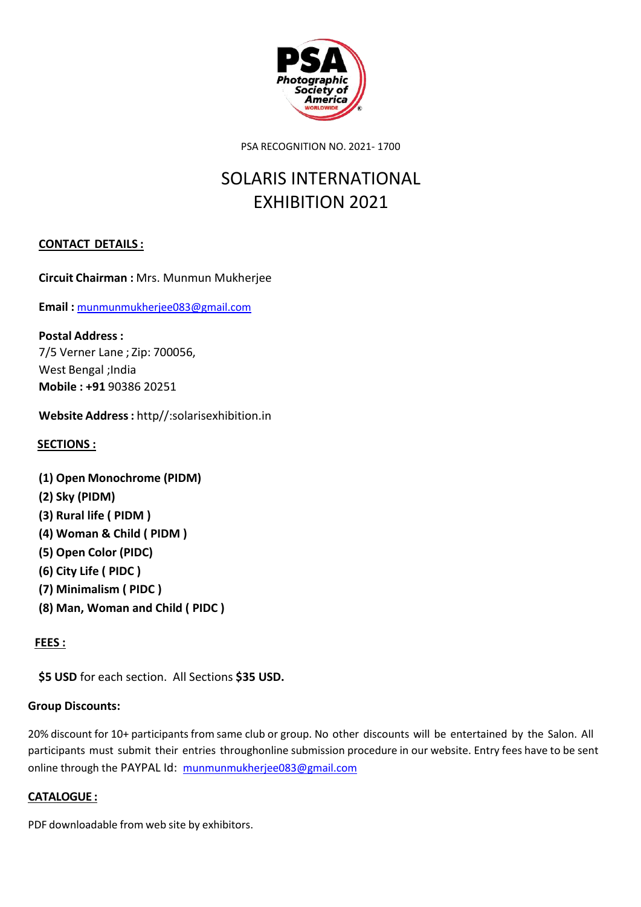PSA RECOGNITION NO. 2021- 1700

# SOLARIS INTERNATIONAL EXHIBITION 2021

## CONTACT DETAILS :

**Circuit Chairman :** Mrs. Munmun Mukherjee

**Email :** munmunmukherjee083@gmail.com

**Postal Address :**
7/5 Verner Lane ; Zip: 700056,
West Bengal ;India
**Mobile : +91** 90386 20251

**Website Address :** http//:solarisexhibition.in

## SECTIONS :

**(1) Open Monochrome (PIDM)**
**(2) Sky (PIDM)**
**(3) Rural life ( PIDM )**
**(4) Woman & Child ( PIDM )**
**(5) Open Color (PIDC)**
**(6) City Life ( PIDC )**
**(7) Minimalism ( PIDC )**
**(8) Man, Woman and Child ( PIDC )**

## FEES :

**$5 USD** for each section. All Sections **$35 USD.**

**Group Discounts:**

20% discount for 10+ participants from same club or group. No other discounts will be entertained by the Salon. All participants must submit their entries throughonline submission procedure in our website. Entry fees have to be sent online through the PAYPAL Id: munmunmukherjee083@gmail.com

## CATALOGUE :

PDF downloadable from web site by exhibitors.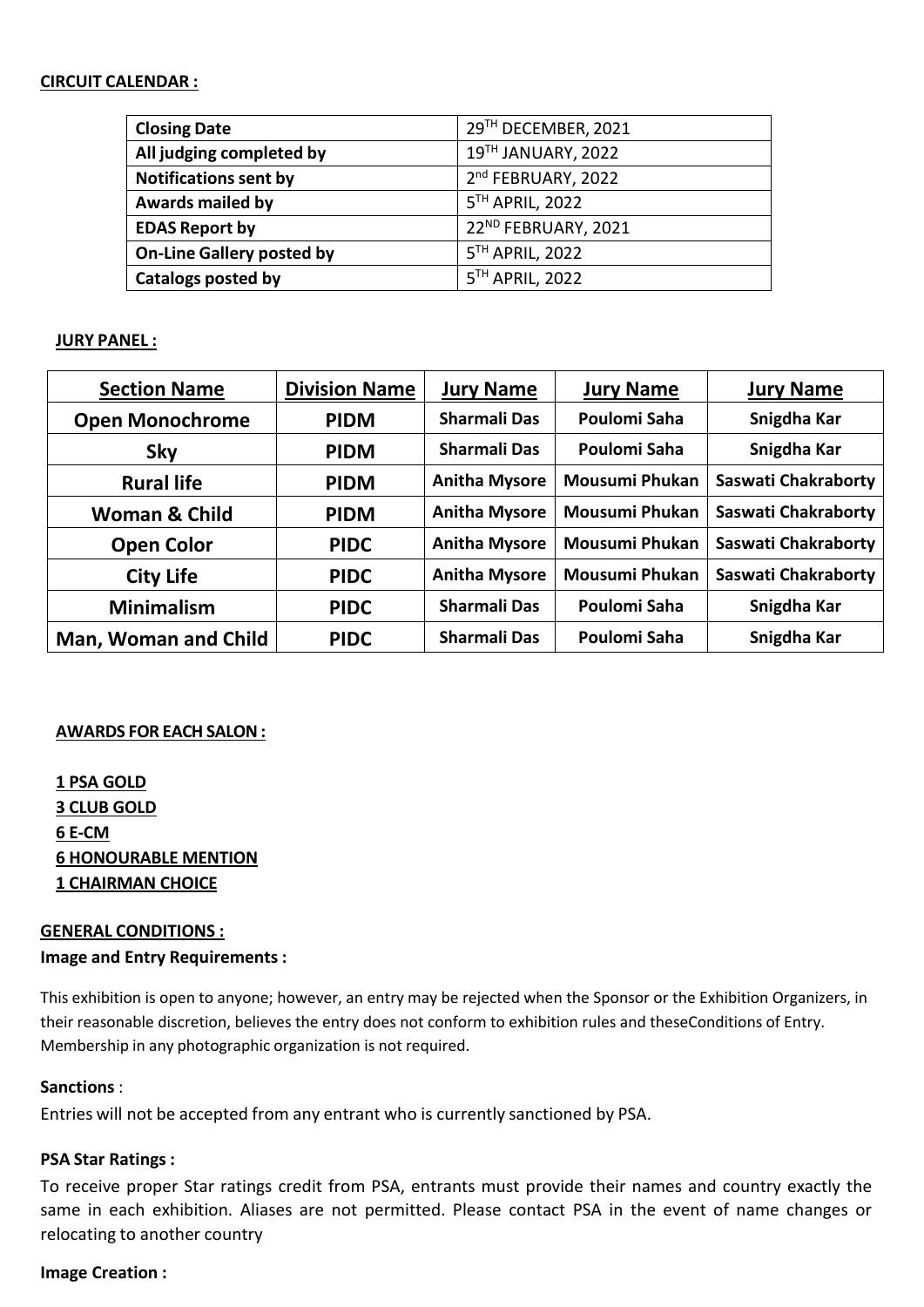**CIRCUIT CALENDAR :**

| Closing Date | 29TH DECEMBER, 2021 |
|---|---|
| All judging completed by | 19TH JANUARY, 2022 |
| Notifications sent by | 2nd FEBRUARY, 2022 |
| Awards mailed by | 5TH APRIL, 2022 |
| EDAS Report by | 22ND FEBRUARY, 2021 |
| On-Line Gallery posted by | 5TH APRIL, 2022 |
| Catalogs posted by | 5TH APRIL, 2022 |

**JURY PANEL :**

| Section Name | Division Name | Jury Name | Jury Name | Jury Name |
|---|---|---|---|---|
| Open Monochrome | PIDM | Sharmali Das | Poulomi Saha | Snigdha Kar |
| Sky | PIDM | Sharmali Das | Poulomi Saha | Snigdha Kar |
| Rural life | PIDM | Anitha Mysore | Mousumi Phukan | Saswati Chakraborty |
| Woman & Child | PIDM | Anitha Mysore | Mousumi Phukan | Saswati Chakraborty |
| Open Color | PIDC | Anitha Mysore | Mousumi Phukan | Saswati Chakraborty |
| City Life | PIDC | Anitha Mysore | Mousumi Phukan | Saswati Chakraborty |
| Minimalism | PIDC | Sharmali Das | Poulomi Saha | Snigdha Kar |
| Man, Woman and Child | PIDC | Sharmali Das | Poulomi Saha | Snigdha Kar |

**AWARDS FOR EACH SALON :**

**1 PSA GOLD**
**3 CLUB GOLD**
**6 E-CM**
**6 HONOURABLE MENTION**
**1 CHAIRMAN CHOICE**

**GENERAL CONDITIONS :**

**Image and Entry Requirements :**

This exhibition is open to anyone; however, an entry may be rejected when the Sponsor or the Exhibition Organizers, in their reasonable discretion, believes the entry does not conform to exhibition rules and theseConditions of Entry. Membership in any photographic organization is not required.

**Sanctions** :

Entries will not be accepted from any entrant who is currently sanctioned by PSA.

**PSA Star Ratings :**

To receive proper Star ratings credit from PSA, entrants must provide their names and country exactly the same in each exhibition. Aliases are not permitted. Please contact PSA in the event of name changes or relocating to another country

**Image Creation :**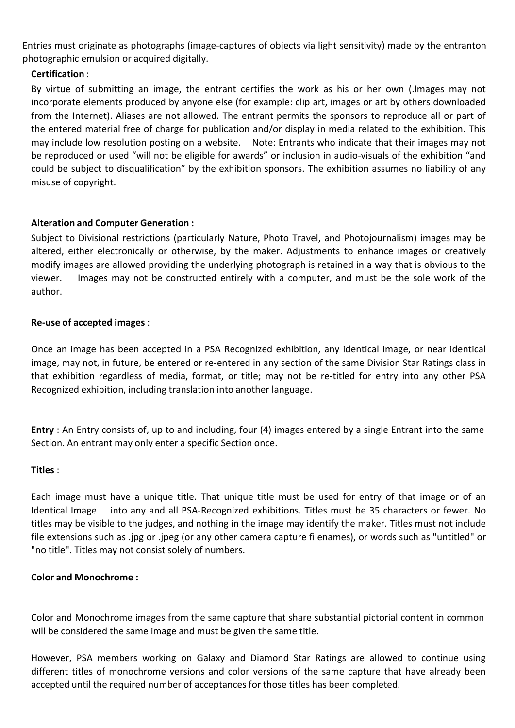Entries must originate as photographs (image-captures of objects via light sensitivity) made by the entranton photographic emulsion or acquired digitally.

**Certification** :

By virtue of submitting an image, the entrant certifies the work as his or her own (.Images may not incorporate elements produced by anyone else (for example: clip art, images or art by others downloaded from the Internet). Aliases are not allowed. The entrant permits the sponsors to reproduce all or part of the entered material free of charge for publication and/or display in media related to the exhibition. This may include low resolution posting on a website. Note: Entrants who indicate that their images may not be reproduced or used "will not be eligible for awards" or inclusion in audio-visuals of the exhibition "and could be subject to disqualification" by the exhibition sponsors. The exhibition assumes no liability of any misuse of copyright.

**Alteration and Computer Generation :**

Subject to Divisional restrictions (particularly Nature, Photo Travel, and Photojournalism) images may be altered, either electronically or otherwise, by the maker. Adjustments to enhance images or creatively modify images are allowed providing the underlying photograph is retained in a way that is obvious to the viewer. Images may not be constructed entirely with a computer, and must be the sole work of the author.

**Re-use of accepted images** :

Once an image has been accepted in a PSA Recognized exhibition, any identical image, or near identical image, may not, in future, be entered or re-entered in any section of the same Division Star Ratings class in that exhibition regardless of media, format, or title; may not be re-titled for entry into any other PSA Recognized exhibition, including translation into another language.

**Entry** : An Entry consists of, up to and including, four (4) images entered by a single Entrant into the same Section. An entrant may only enter a specific Section once.

**Titles** :

Each image must have a unique title. That unique title must be used for entry of that image or of an Identical Image into any and all PSA-Recognized exhibitions. Titles must be 35 characters or fewer. No titles may be visible to the judges, and nothing in the image may identify the maker. Titles must not include file extensions such as .jpg or .jpeg (or any other camera capture filenames), or words such as "untitled" or "no title". Titles may not consist solely of numbers.

**Color and Monochrome :**

Color and Monochrome images from the same capture that share substantial pictorial content in common will be considered the same image and must be given the same title.

However, PSA members working on Galaxy and Diamond Star Ratings are allowed to continue using different titles of monochrome versions and color versions of the same capture that have already been accepted until the required number of acceptances for those titles has been completed.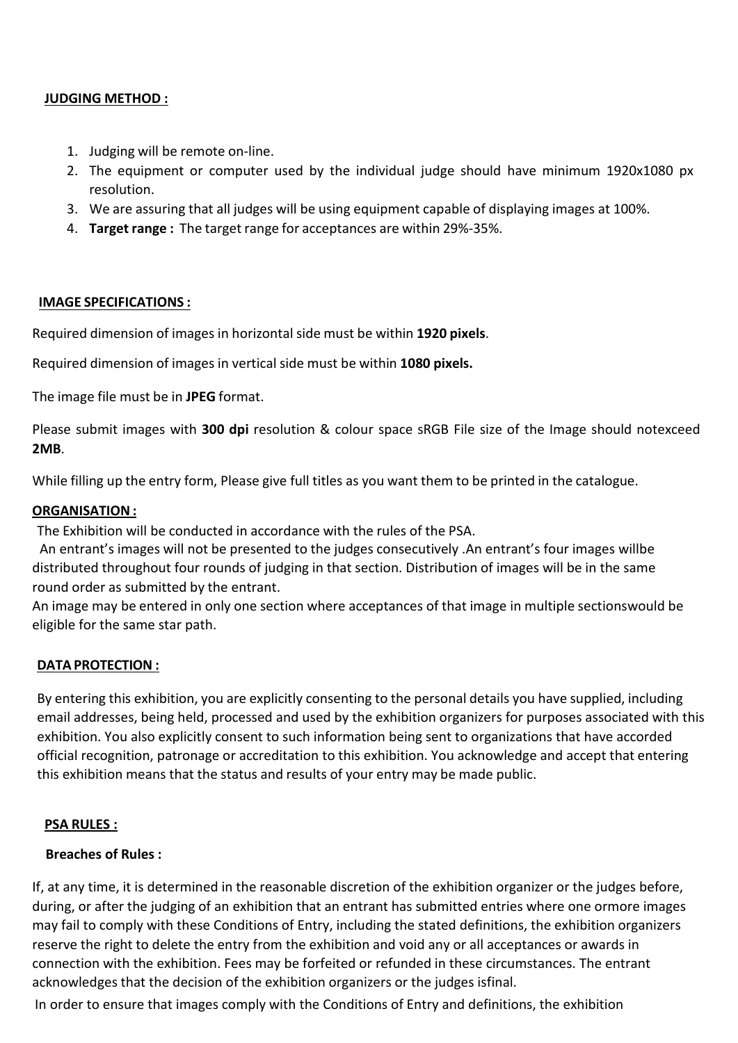**JUDGING METHOD :**

1. Judging will be remote on-line.
2. The equipment or computer used by the individual judge should have minimum 1920x1080 px resolution.
3. We are assuring that all judges will be using equipment capable of displaying images at 100%.
4. **Target range :** The target range for acceptances are within 29%-35%.

**IMAGE SPECIFICATIONS :**

Required dimension of images in horizontal side must be within **1920 pixels**.

Required dimension of images in vertical side must be within **1080 pixels.**

The image file must be in **JPEG** format.

Please submit images with **300 dpi** resolution & colour space sRGB File size of the Image should notexceed **2MB**.

While filling up the entry form, Please give full titles as you want them to be printed in the catalogue.

**ORGANISATION :**

The Exhibition will be conducted in accordance with the rules of the PSA.

An entrant's images will not be presented to the judges consecutively .An entrant's four images willbe distributed throughout four rounds of judging in that section. Distribution of images will be in the same round order as submitted by the entrant.

An image may be entered in only one section where acceptances of that image in multiple sectionswould be eligible for the same star path.

**DATA PROTECTION :**

By entering this exhibition, you are explicitly consenting to the personal details you have supplied, including email addresses, being held, processed and used by the exhibition organizers for purposes associated with this exhibition. You also explicitly consent to such information being sent to organizations that have accorded official recognition, patronage or accreditation to this exhibition. You acknowledge and accept that entering this exhibition means that the status and results of your entry may be made public.

**PSA RULES :**

**Breaches of Rules :**

If, at any time, it is determined in the reasonable discretion of the exhibition organizer or the judges before, during, or after the judging of an exhibition that an entrant has submitted entries where one ormore images may fail to comply with these Conditions of Entry, including the stated definitions, the exhibition organizers reserve the right to delete the entry from the exhibition and void any or all acceptances or awards in connection with the exhibition. Fees may be forfeited or refunded in these circumstances. The entrant acknowledges that the decision of the exhibition organizers or the judges isfinal.

In order to ensure that images comply with the Conditions of Entry and definitions, the exhibition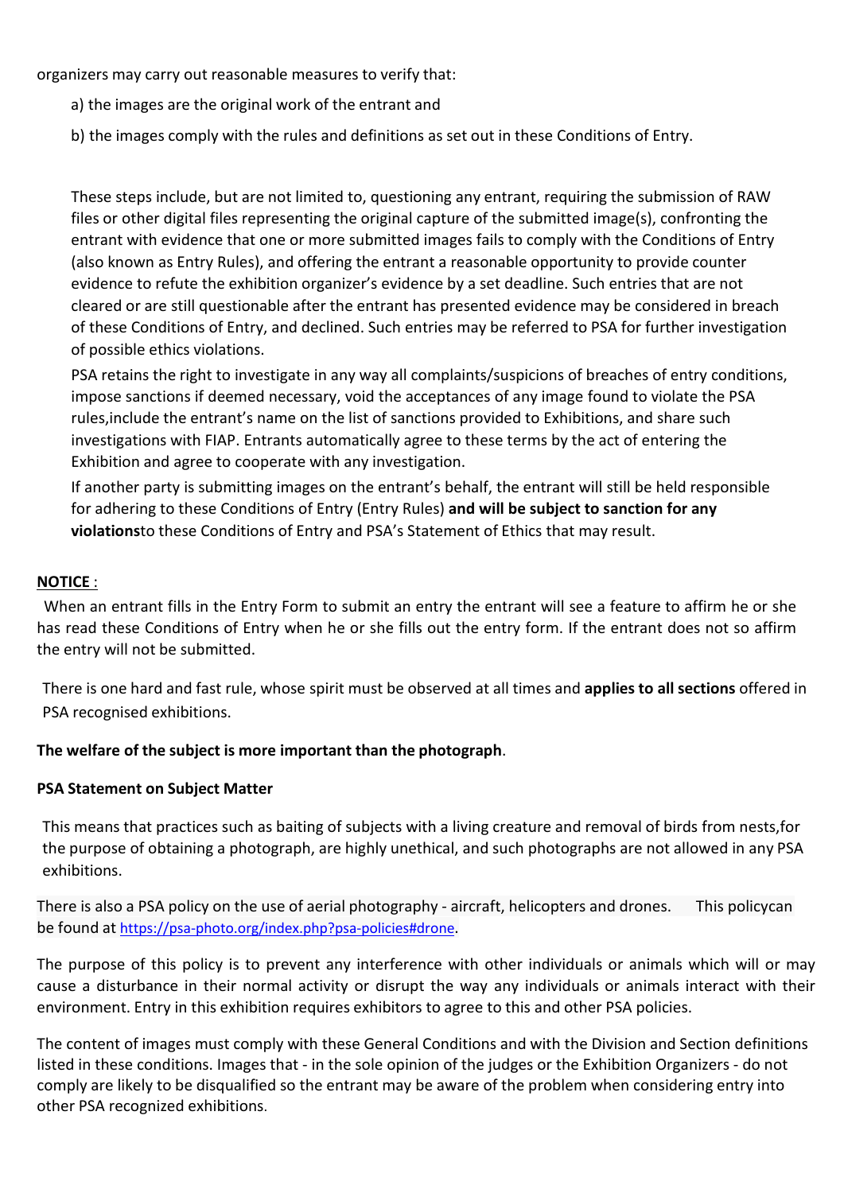organizers may carry out reasonable measures to verify that:

a) the images are the original work of the entrant and

b) the images comply with the rules and definitions as set out in these Conditions of Entry.

These steps include, but are not limited to, questioning any entrant, requiring the submission of RAW files or other digital files representing the original capture of the submitted image(s), confronting the entrant with evidence that one or more submitted images fails to comply with the Conditions of Entry (also known as Entry Rules), and offering the entrant a reasonable opportunity to provide counter evidence to refute the exhibition organizer's evidence by a set deadline. Such entries that are not cleared or are still questionable after the entrant has presented evidence may be considered in breach of these Conditions of Entry, and declined. Such entries may be referred to PSA for further investigation of possible ethics violations.

PSA retains the right to investigate in any way all complaints/suspicions of breaches of entry conditions, impose sanctions if deemed necessary, void the acceptances of any image found to violate the PSA rules,include the entrant's name on the list of sanctions provided to Exhibitions, and share such investigations with FIAP. Entrants automatically agree to these terms by the act of entering the Exhibition and agree to cooperate with any investigation.

If another party is submitting images on the entrant's behalf, the entrant will still be held responsible for adhering to these Conditions of Entry (Entry Rules) **and will be subject to sanction for any violations**to these Conditions of Entry and PSA's Statement of Ethics that may result.

**NOTICE** :

When an entrant fills in the Entry Form to submit an entry the entrant will see a feature to affirm he or she has read these Conditions of Entry when he or she fills out the entry form. If the entrant does not so affirm the entry will not be submitted.

There is one hard and fast rule, whose spirit must be observed at all times and **applies to all sections** offered in PSA recognised exhibitions.

**The welfare of the subject is more important than the photograph**.

**PSA Statement on Subject Matter**

This means that practices such as baiting of subjects with a living creature and removal of birds from nests,for the purpose of obtaining a photograph, are highly unethical, and such photographs are not allowed in any PSA exhibitions.

There is also a PSA policy on the use of aerial photography - aircraft, helicopters and drones. This policycan be found at https://psa-photo.org/index.php?psa-policies#drone.

The purpose of this policy is to prevent any interference with other individuals or animals which will or may cause a disturbance in their normal activity or disrupt the way any individuals or animals interact with their environment. Entry in this exhibition requires exhibitors to agree to this and other PSA policies.

The content of images must comply with these General Conditions and with the Division and Section definitions listed in these conditions. Images that - in the sole opinion of the judges or the Exhibition Organizers - do not comply are likely to be disqualified so the entrant may be aware of the problem when considering entry into other PSA recognized exhibitions.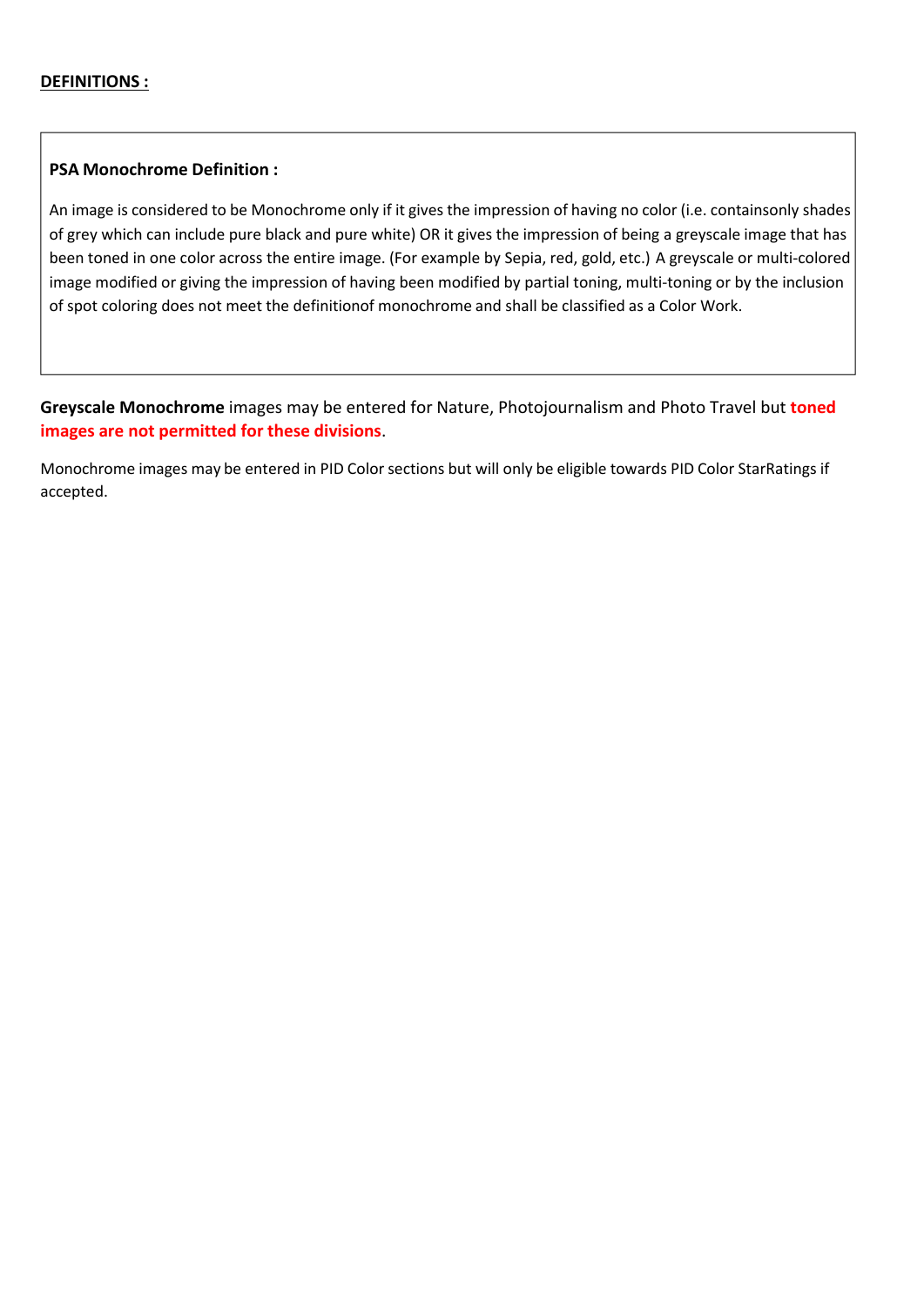**DEFINITIONS :**

**PSA Monochrome Definition :**

An image is considered to be Monochrome only if it gives the impression of having no color (i.e. containsonly shades of grey which can include pure black and pure white) OR it gives the impression of being a greyscale image that has been toned in one color across the entire image. (For example by Sepia, red, gold, etc.) A greyscale or multi-colored image modified or giving the impression of having been modified by partial toning, multi-toning or by the inclusion of spot coloring does not meet the definitionof monochrome and shall be classified as a Color Work.

**Greyscale Monochrome** images may be entered for Nature, Photojournalism and Photo Travel but **toned images are not permitted for these divisions**.

Monochrome images may be entered in PID Color sections but will only be eligible towards PID Color StarRatings if accepted.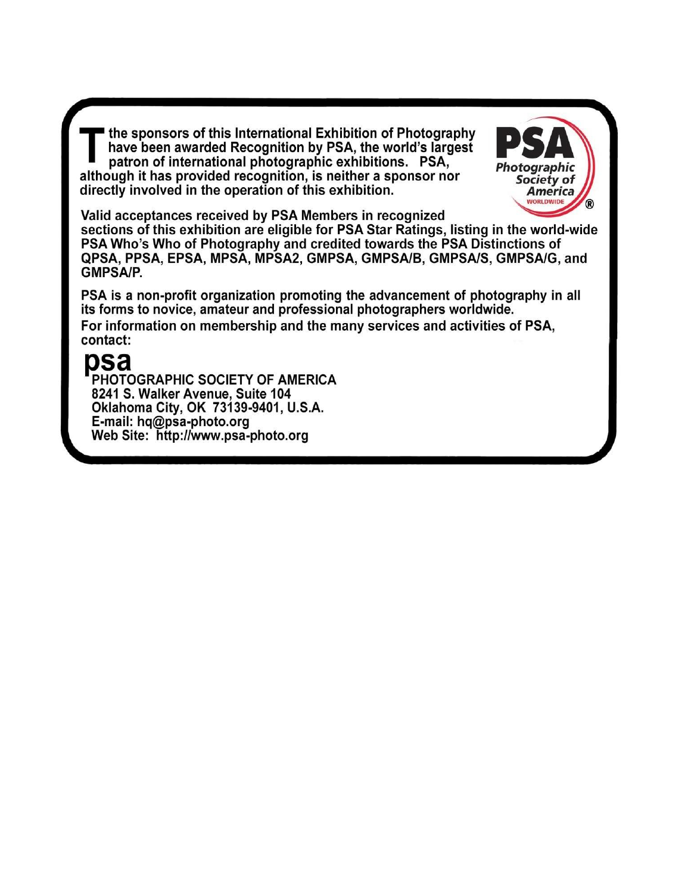The sponsors of this International Exhibition of Photography have been awarded Recognition by PSA, the world's largest patron of international photographic exhibitions. PSA, although it has provided recognition, is neither a sponsor nor directly involved in the operation of this exhibition.

PSA Photographic Society of America WORLDWIDE ®

Valid acceptances received by PSA Members in recognized sections of this exhibition are eligible for PSA Star Ratings, listing in the world-wide PSA Who's Who of Photography and credited towards the PSA Distinctions of QPSA, PPSA, EPSA, MPSA, MPSA2, GMPSA, GMPSA/B, GMPSA/S, GMPSA/G, and GMPSA/P.

PSA is a non-profit organization promoting the advancement of photography in all its forms to novice, amateur and professional photographers worldwide.

For information on membership and the many services and activities of PSA, contact:

**psa**
PHOTOGRAPHIC SOCIETY OF AMERICA
8241 S. Walker Avenue, Suite 104
Oklahoma City, OK 73139-9401, U.S.A.
E-mail: hq@psa-photo.org
Web Site: http://www.psa-photo.org